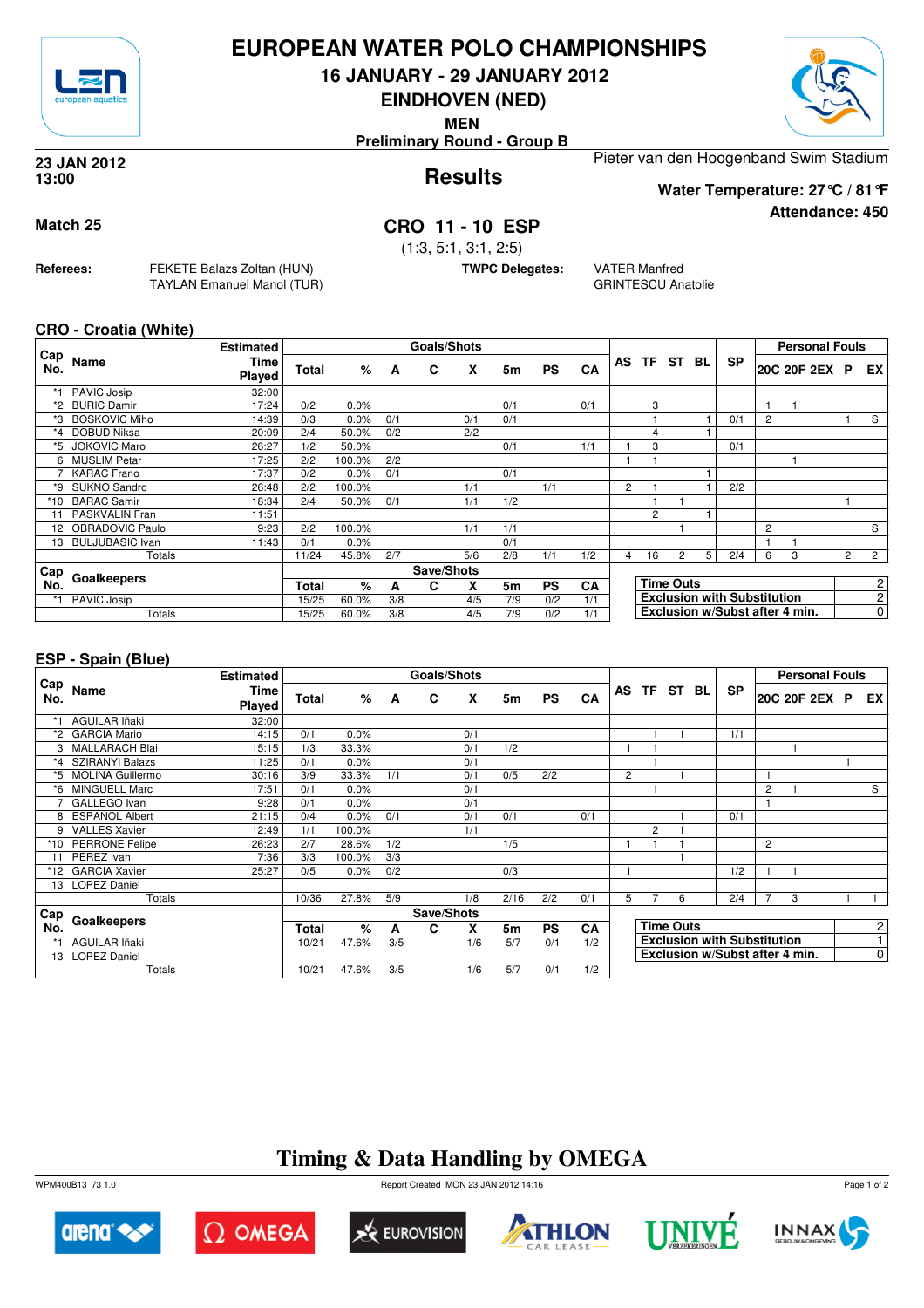# EUROPEAN WATER POLO CHAMPIONSHIPS

**16 JANUARY - 29 JANUARY 2012**

**EINDHOVEN (NED)**

**MEN**

**Preliminary Round - Group B**

**23 JAN 2012**
**13:00**

## Results

Pieter van den Hoogenband Swim Stadium

**Water Temperature: 27°C / 81°F**

**Attendance: 450**

**Match 25**

## CRO 11 - 10 ESP

(1:3, 5:1, 3:1, 2:5)

**Referees:** FEKETE Balazs Zoltan (HUN), TAYLAN Emanuel Manol (TUR)

**TWPC Delegates:** VATER Manfred, GRINTESCU Anatolie

### CRO - Croatia (White)

| Cap No. | Name | Estimated Time Played | Total | % | A | C | X | 5m | PS | CA | AS | TF | ST | BL | SP | 20C | 20F | 2EX | P | EX |
|---|---|---|---|---|---|---|---|---|---|---|---|---|---|---|---|---|---|---|---|---|
| *1 | PAVIC Josip | 32:00 | | | | | | | | | | | | | | | | | | |
| *2 | BURIC Damir | 17:24 | 0/2 | 0.0% | | | | 0/1 | | 0/1 | | 3 | | | | 1 | 1 | | | |
| *3 | BOSKOVIC Miho | 14:39 | 0/3 | 0.0% | 0/1 | | 0/1 | 0/1 | | | | 1 | | 1 | 0/1 | 2 | | | 1 | S |
| *4 | DOBUD Niksa | 20:09 | 2/4 | 50.0% | 0/2 | | 2/2 | | | | | 4 | | 1 | | | | | | |
| *5 | JOKOVIC Maro | 26:27 | 1/2 | 50.0% | | | | 0/1 | | 1/1 | 1 | 3 | | | 0/1 | | | | | |
| 6 | MUSLIM Petar | 17:25 | 2/2 | 100.0% | 2/2 | | | | | | 1 | 1 | | | | | 1 | | | |
| 7 | KARAC Frano | 17:37 | 0/2 | 0.0% | 0/1 | | | 0/1 | | | | | | 1 | | | | | | |
| *9 | SUKNO Sandro | 26:48 | 2/2 | 100.0% | | | 1/1 | | 1/1 | | 2 | 1 | | 1 | 2/2 | | | | | |
| *10 | BARAC Samir | 18:34 | 2/4 | 50.0% | 0/1 | | 1/1 | 1/2 | | | | 1 | 1 | | | | | | 1 | |
| 11 | PASKVALIN Fran | 11:51 | | | | | | | | | | 2 | | 1 | | | | | | |
| 12 | OBRADOVIC Paulo | 9:23 | 2/2 | 100.0% | | | 1/1 | 1/1 | | | | | 1 | | | 2 | | | | S |
| 13 | BULJUBASIC Ivan | 11:43 | 0/1 | 0.0% | | | | 0/1 | | | | | | | | 1 | 1 | | | |
| | Totals | | 11/24 | 45.8% | 2/7 | | 5/6 | 2/8 | 1/1 | 1/2 | 4 | 16 | 2 | 5 | 2/4 | 6 | 3 | | 2 | 2 |

| Cap No. | Goalkeepers | Total | % | A | C | X | 5m | PS | CA |
|---|---|---|---|---|---|---|---|---|---|
| *1 | PAVIC Josip | 15/25 | 60.0% | 3/8 | | 4/5 | 7/9 | 0/2 | 1/1 |
| | Totals | 15/25 | 60.0% | 3/8 | | 4/5 | 7/9 | 0/2 | 1/1 |

| | |
|---|---|
| Time Outs | 2 |
| Exclusion with Substitution | 2 |
| Exclusion w/Subst after 4 min. | 0 |

### ESP - Spain (Blue)

| Cap No. | Name | Estimated Time Played | Total | % | A | C | X | 5m | PS | CA | AS | TF | ST | BL | SP | 20C | 20F | 2EX | P | EX |
|---|---|---|---|---|---|---|---|---|---|---|---|---|---|---|---|---|---|---|---|---|
| *1 | AGUILAR Iñaki | 32:00 | | | | | | | | | | | | | | | | | | |
| *2 | GARCIA Mario | 14:15 | 0/1 | 0.0% | | | 0/1 | | | | | 1 | 1 | | 1/1 | | | | | |
| 3 | MALLARACH Blai | 15:15 | 1/3 | 33.3% | | | 0/1 | 1/2 | | | 1 | 1 | | | | | 1 | | | |
| *4 | SZIRANYI Balazs | 11:25 | 0/1 | 0.0% | | | 0/1 | | | | | 1 | | | | | | | 1 | |
| *5 | MOLINA Guillermo | 30:16 | 3/9 | 33.3% | 1/1 | | 0/1 | 0/5 | 2/2 | | 2 | | 1 | | | 1 | | | | |
| *6 | MINGUELL Marc | 17:51 | 0/1 | 0.0% | | | 0/1 | | | | | 1 | | | | 2 | 1 | | | S |
| 7 | GALLEGO Ivan | 9:28 | 0/1 | 0.0% | | | 0/1 | | | | | | | | | 1 | | | | |
| 8 | ESPANOL Albert | 21:15 | 0/4 | 0.0% | 0/1 | | 0/1 | 0/1 | | 0/1 | | | 1 | | 0/1 | | | | | |
| 9 | VALLES Xavier | 12:49 | 1/1 | 100.0% | | | 1/1 | | | | | 2 | 1 | | | | | | | |
| *10 | PERRONE Felipe | 26:23 | 2/7 | 28.6% | 1/2 | | | 1/5 | | | 1 | 1 | 1 | | | 2 | | | | |
| 11 | PEREZ Ivan | 7:36 | 3/3 | 100.0% | 3/3 | | | | | | | | 1 | | | | | | | |
| *12 | GARCIA Xavier | 25:27 | 0/5 | 0.0% | 0/2 | | | 0/3 | | | 1 | | | | 1/2 | 1 | 1 | | | |
| 13 | LOPEZ Daniel | | | | | | | | | | | | | | | | | | | |
| | Totals | | 10/36 | 27.8% | 5/9 | | 1/8 | 2/16 | 2/2 | 0/1 | 5 | 7 | 6 | | 2/4 | 7 | 3 | | 1 | 1 |

| Cap No. | Goalkeepers | Total | % | A | C | X | 5m | PS | CA |
|---|---|---|---|---|---|---|---|---|---|
| *1 | AGUILAR Iñaki | 10/21 | 47.6% | 3/5 | | 1/6 | 5/7 | 0/1 | 1/2 |
| 13 | LOPEZ Daniel | | | | | | | | |
| | Totals | 10/21 | 47.6% | 3/5 | | 1/6 | 5/7 | 0/1 | 1/2 |

| | |
|---|---|
| Time Outs | 2 |
| Exclusion with Substitution | 1 |
| Exclusion w/Subst after 4 min. | 0 |

## Timing & Data Handling by OMEGA

WPM400B13_73 1.0 Report Created MON 23 JAN 2012 14:16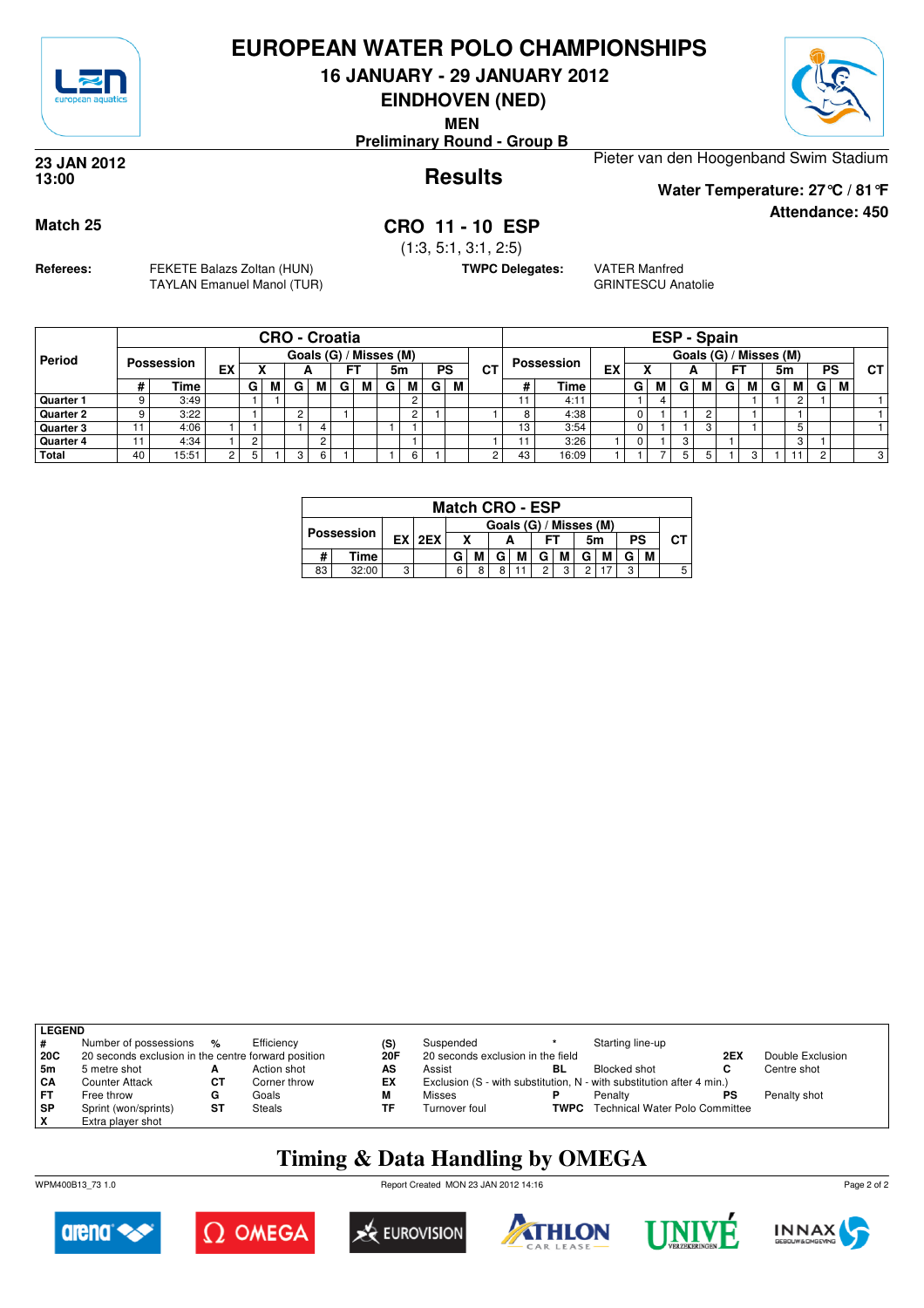# EUROPEAN WATER POLO CHAMPIONSHIPS

**16 JANUARY - 29 JANUARY 2012**

**EINDHOVEN (NED)**

**MEN**

**Preliminary Round - Group B**

**23 JAN 2012**
**13:00**

Pieter van den Hoogenband Swim Stadium

## Results

**Water Temperature: 27°C / 81°F**

**Attendance: 450**

**Match 25**

**CRO 11 - 10 ESP**

(1:3, 5:1, 3:1, 2:5)

**Referees:** FEKETE Balazs Zoltan (HUN), TAYLAN Emanuel Manol (TUR)

**TWPC Delegates:** VATER Manfred, GRINTESCU Anatolie

| Period | CRO - Croatia | | | | | | | | | | | | | | ESP - Spain | | | | | | | | | | | | | |
|---|---|---|---|---|---|---|---|---|---|---|---|---|---|---|---|---|---|---|---|---|---|---|---|---|---|---|---|---|
| | Possession | | EX | Goals (G) / Misses (M) | | | | | | | | | | CT | Possession | | EX | Goals (G) / Misses (M) | | | | | | | | | | CT |
| | | | | X | | A | | FT | | 5m | | PS | | | | | | X | | A | | FT | | 5m | | PS | | |
| | # | Time | | G | M | G | M | G | M | G | M | G | M | | # | Time | | G | M | G | M | G | M | G | M | G | M | |
| Quarter 1 | 9 | 3:49 | | 1 | 1 | | | | | | 2 | | | | 11 | 4:11 | | 1 | 4 | | | | 1 | 1 | 2 | 1 | | 1 |
| Quarter 2 | 9 | 3:22 | | 1 | | 2 | | 1 | | | 2 | 1 | | 1 | 8 | 4:38 | | 0 | 1 | 1 | 2 | | 1 | | 1 | | | 1 |
| Quarter 3 | 11 | 4:06 | 1 | 1 | | 1 | 4 | | | 1 | 1 | | | | 13 | 3:54 | | 0 | 1 | 1 | 3 | | 1 | | 5 | | | 1 |
| Quarter 4 | 11 | 4:34 | 1 | 2 | | | 2 | | | | 1 | | | 1 | 11 | 3:26 | 1 | 0 | 1 | 3 | | 1 | | | 3 | 1 | | |
| Total | 40 | 15:51 | 2 | 5 | 1 | 3 | 6 | 1 | | 1 | 6 | 1 | | 2 | 43 | 16:09 | 1 | 1 | 7 | 5 | 5 | 1 | 3 | 1 | 11 | 2 | | 3 |

| Match CRO - ESP | | | | | | | | | | | | | | |
|---|---|---|---|---|---|---|---|---|---|---|---|---|---|---|
| Possession | | EX | 2EX | Goals (G) / Misses (M) | | | | | | | | | | CT |
| | | | | X | | A | | FT | | 5m | | PS | | |
| # | Time | | | G | M | G | M | G | M | G | M | G | M | |
| 83 | 32:00 | 3 | | 6 | 8 | 8 | 11 | 2 | 3 | 2 | 17 | 3 | | 5 |

**LEGEND**

| | | | | | | | | | |
|---|---|---|---|---|---|---|---|---|---|
| # | Number of possessions | % | Efficiency | (S) | Suspended | * | Starting line-up | | |
| 20C | 20 seconds exclusion in the centre forward position | | | 20F | 20 seconds exclusion in the field | | | 2EX | Double Exclusion |
| 5m | 5 metre shot | A | Action shot | AS | Assist | BL | Blocked shot | C | Centre shot |
| CA | Counter Attack | CT | Corner throw | EX | Exclusion (S - with substitution, N - with substitution after 4 min.) | | | | |
| FT | Free throw | G | Goals | M | Misses | P | Penalty | PS | Penalty shot |
| SP | Sprint (won/sprints) | ST | Steals | TF | Turnover foul | TWPC | Technical Water Polo Committee | | |
| X | Extra player shot | | | | | | | | |

## Timing & Data Handling by OMEGA

WPM400B13_73 1.0 Report Created MON 23 JAN 2012 14:16